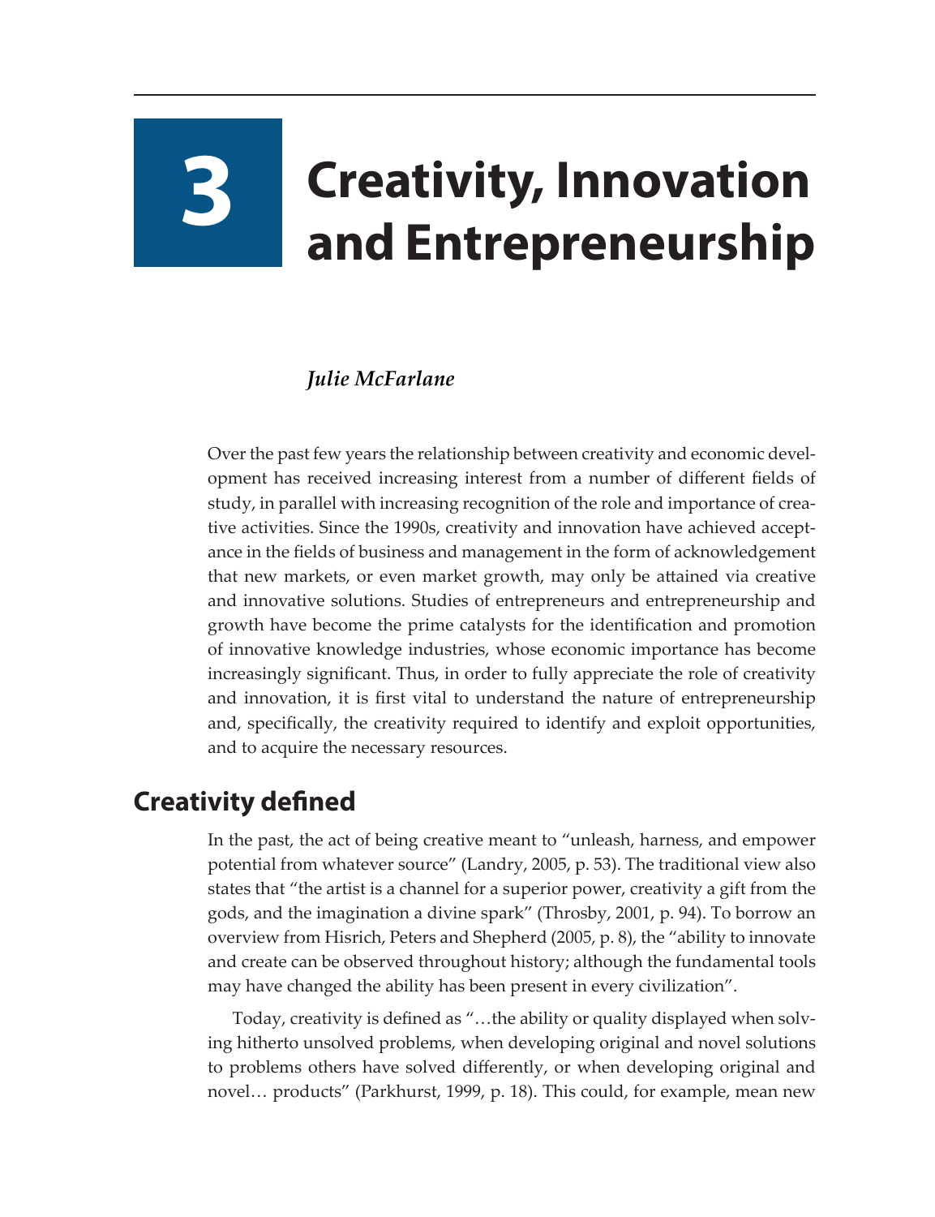# 3 Creativity, Innovation and Entrepreneurship

*Julie McFarlane*

Over the past few years the relationship between creativity and economic development has received increasing interest from a number of different fields of study, in parallel with increasing recognition of the role and importance of creative activities. Since the 1990s, creativity and innovation have achieved acceptance in the fields of business and management in the form of acknowledgement that new markets, or even market growth, may only be attained via creative and innovative solutions. Studies of entrepreneurs and entrepreneurship and growth have become the prime catalysts for the identification and promotion of innovative knowledge industries, whose economic importance has become increasingly significant. Thus, in order to fully appreciate the role of creativity and innovation, it is first vital to understand the nature of entrepreneurship and, specifically, the creativity required to identify and exploit opportunities, and to acquire the necessary resources.

## Creativity defined

In the past, the act of being creative meant to "unleash, harness, and empower potential from whatever source" (Landry, 2005, p. 53). The traditional view also states that "the artist is a channel for a superior power, creativity a gift from the gods, and the imagination a divine spark" (Throsby, 2001, p. 94). To borrow an overview from Hisrich, Peters and Shepherd (2005, p. 8), the "ability to innovate and create can be observed throughout history; although the fundamental tools may have changed the ability has been present in every civilization".

Today, creativity is defined as "…the ability or quality displayed when solving hitherto unsolved problems, when developing original and novel solutions to problems others have solved differently, or when developing original and novel… products" (Parkhurst, 1999, p. 18). This could, for example, mean new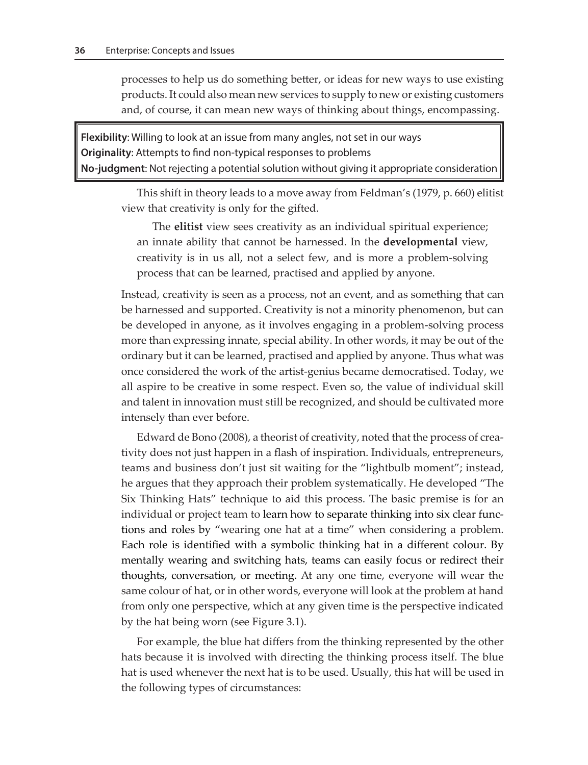processes to help us do something better, or ideas for new ways to use existing products. It could also mean new services to supply to new or existing customers and, of course, it can mean new ways of thinking about things, encompassing.

**Flexibility**: Willing to look at an issue from many angles, not set in our ways
**Originality**: Attempts to find non-typical responses to problems
**No-judgment**: Not rejecting a potential solution without giving it appropriate consideration

This shift in theory leads to a move away from Feldman's (1979, p. 660) elitist view that creativity is only for the gifted.

> The **elitist** view sees creativity as an individual spiritual experience; an innate ability that cannot be harnessed. In the **developmental** view, creativity is in us all, not a select few, and is more a problem-solving process that can be learned, practised and applied by anyone.

Instead, creativity is seen as a process, not an event, and as something that can be harnessed and supported. Creativity is not a minority phenomenon, but can be developed in anyone, as it involves engaging in a problem-solving process more than expressing innate, special ability. In other words, it may be out of the ordinary but it can be learned, practised and applied by anyone. Thus what was once considered the work of the artist-genius became democratised. Today, we all aspire to be creative in some respect. Even so, the value of individual skill and talent in innovation must still be recognized, and should be cultivated more intensely than ever before.

Edward de Bono (2008), a theorist of creativity, noted that the process of creativity does not just happen in a flash of inspiration. Individuals, entrepreneurs, teams and business don't just sit waiting for the "lightbulb moment"; instead, he argues that they approach their problem systematically. He developed "The Six Thinking Hats" technique to aid this process. The basic premise is for an individual or project team to learn how to separate thinking into six clear functions and roles by "wearing one hat at a time" when considering a problem. Each role is identified with a symbolic thinking hat in a different colour. By mentally wearing and switching hats, teams can easily focus or redirect their thoughts, conversation, or meeting. At any one time, everyone will wear the same colour of hat, or in other words, everyone will look at the problem at hand from only one perspective, which at any given time is the perspective indicated by the hat being worn (see Figure 3.1).

For example, the blue hat differs from the thinking represented by the other hats because it is involved with directing the thinking process itself. The blue hat is used whenever the next hat is to be used. Usually, this hat will be used in the following types of circumstances: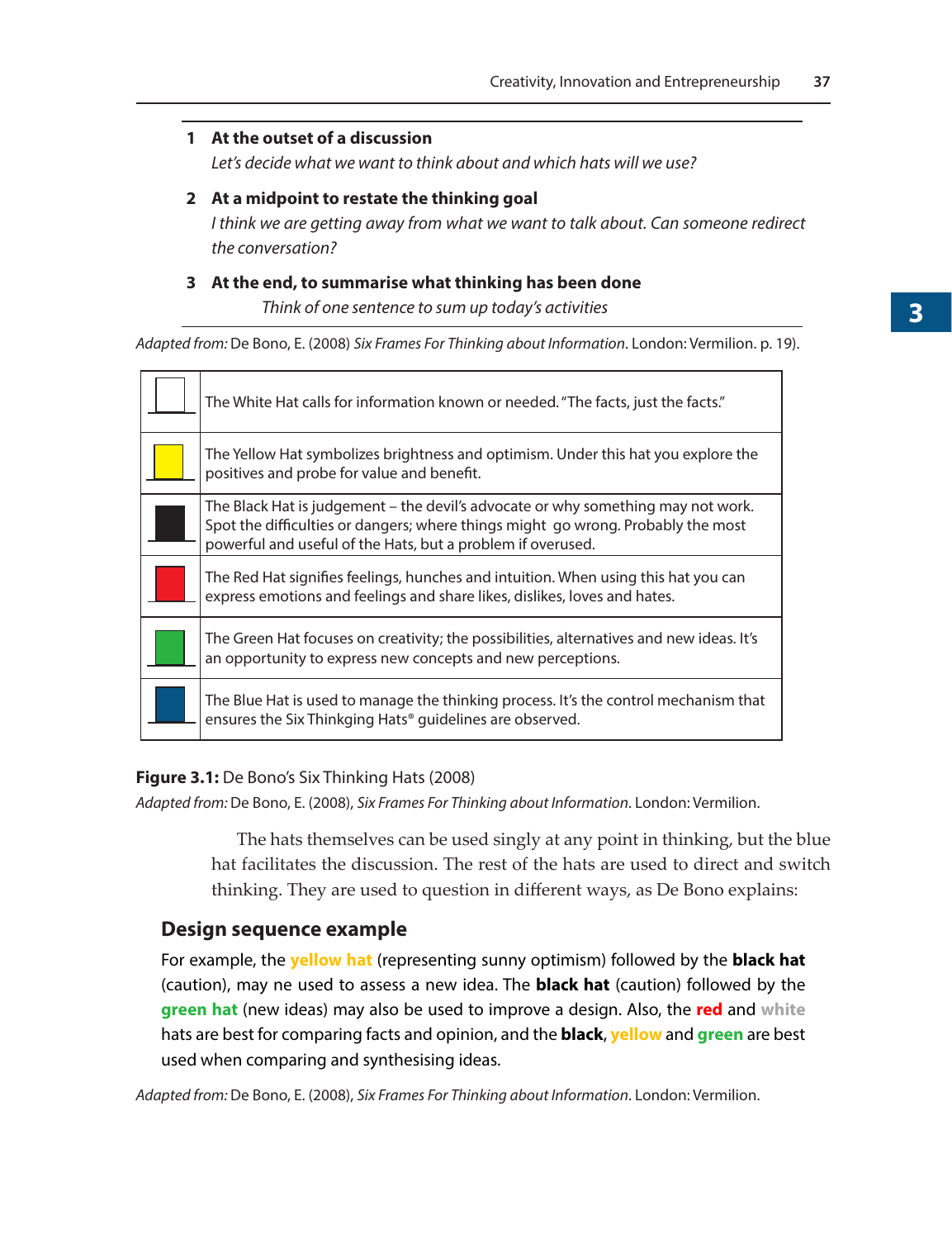1 **At the outset of a discussion**
*Let's decide what we want to think about and which hats will we use?*

2 **At a midpoint to restate the thinking goal**
*I think we are getting away from what we want to talk about. Can someone redirect the conversation?*

3 **At the end, to summarise what thinking has been done**
*Think of one sentence to sum up today's activities*

*Adapted from:* De Bono, E. (2008) *Six Frames For Thinking about Information*. London: Vermilion. p. 19).

| | |
|---|---|
| | The White Hat calls for information known or needed. "The facts, just the facts." |
| | The Yellow Hat symbolizes brightness and optimism. Under this hat you explore the positives and probe for value and benefit. |
| | The Black Hat is judgement – the devil's advocate or why something may not work. Spot the difficulties or dangers; where things might go wrong. Probably the most powerful and useful of the Hats, but a problem if overused. |
| | The Red Hat signifies feelings, hunches and intuition. When using this hat you can express emotions and feelings and share likes, dislikes, loves and hates. |
| | The Green Hat focuses on creativity; the possibilities, alternatives and new ideas. It's an opportunity to express new concepts and new perceptions. |
| | The Blue Hat is used to manage the thinking process. It's the control mechanism that ensures the Six Thinkging Hats® guidelines are observed. |

**Figure 3.1:** De Bono's Six Thinking Hats (2008)

*Adapted from:* De Bono, E. (2008), *Six Frames For Thinking about Information*. London: Vermilion.

The hats themselves can be used singly at any point in thinking, but the blue hat facilitates the discussion. The rest of the hats are used to direct and switch thinking. They are used to question in different ways, as De Bono explains:

## Design sequence example

For example, the **yellow hat** (representing sunny optimism) followed by the **black hat** (caution), may ne used to assess a new idea. The **black hat** (caution) followed by the **green hat** (new ideas) may also be used to improve a design. Also, the **red** and **white** hats are best for comparing facts and opinion, and the **black**, **yellow** and **green** are best used when comparing and synthesising ideas.

*Adapted from:* De Bono, E. (2008), *Six Frames For Thinking about Information*. London: Vermilion.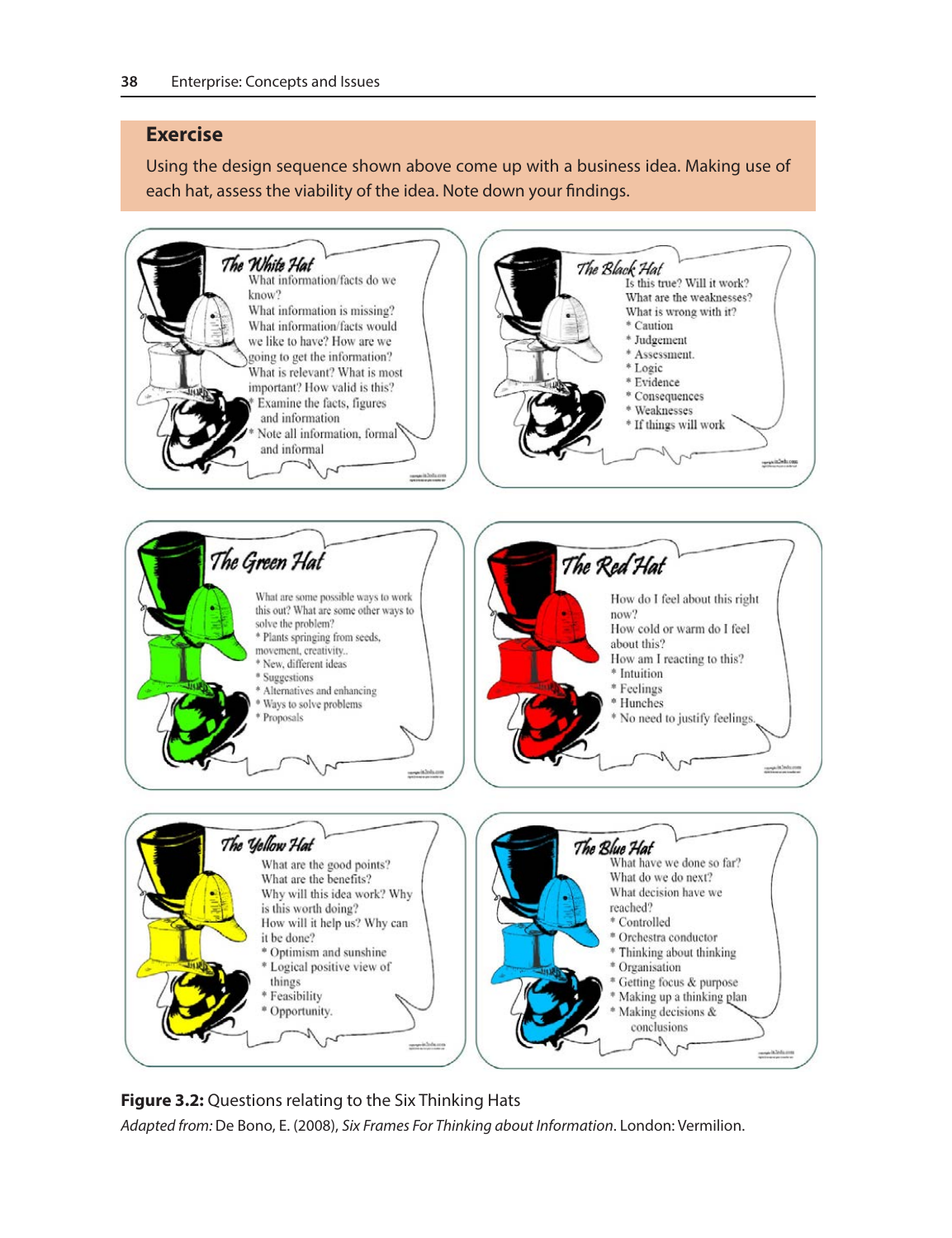## Exercise

Using the design sequence shown above come up with a business idea. Making use of each hat, assess the viability of the idea. Note down your findings.

**The White Hat**

What information/facts do we know?
What information is missing?
What information/facts would we like to have? How are we going to get the information?
What is relevant? What is most important? How valid is this?
* Examine the facts, figures and information
* Note all information, formal and informal

**The Black Hat**

Is this true? Will it work?
What are the weaknesses?
What is wrong with it?
* Caution
* Judgement
* Assessment.
* Logic
* Evidence
* Consequences
* Weaknesses
* If things will work

**The Green Hat**

What are some possible ways to work this out? What are some other ways to solve the problem?
* Plants springing from seeds, movement, creativity..
* New, different ideas
* Suggestions
* Alternatives and enhancing
* Ways to solve problems
* Proposals

**The Red Hat**

How do I feel about this right now?
How cold or warm do I feel about this?
How am I reacting to this?
* Intuition
* Feelings
* Hunches
* No need to justify feelings.

**The Yellow Hat**

What are the good points?
What are the benefits?
Why will this idea work? Why is this worth doing?
How will it help us? Why can it be done?
* Optimism and sunshine
* Logical positive view of things
* Feasibility
* Opportunity.

**The Blue Hat**

What have we done so far?
What do we do next?
What decision have we reached?
* Controlled
* Orchestra conductor
* Thinking about thinking
* Organisation
* Getting focus & purpose
* Making up a thinking plan
* Making decisions & conclusions

**Figure 3.2:** Questions relating to the Six Thinking Hats

*Adapted from:* De Bono, E. (2008), *Six Frames For Thinking about Information*. London: Vermilion.